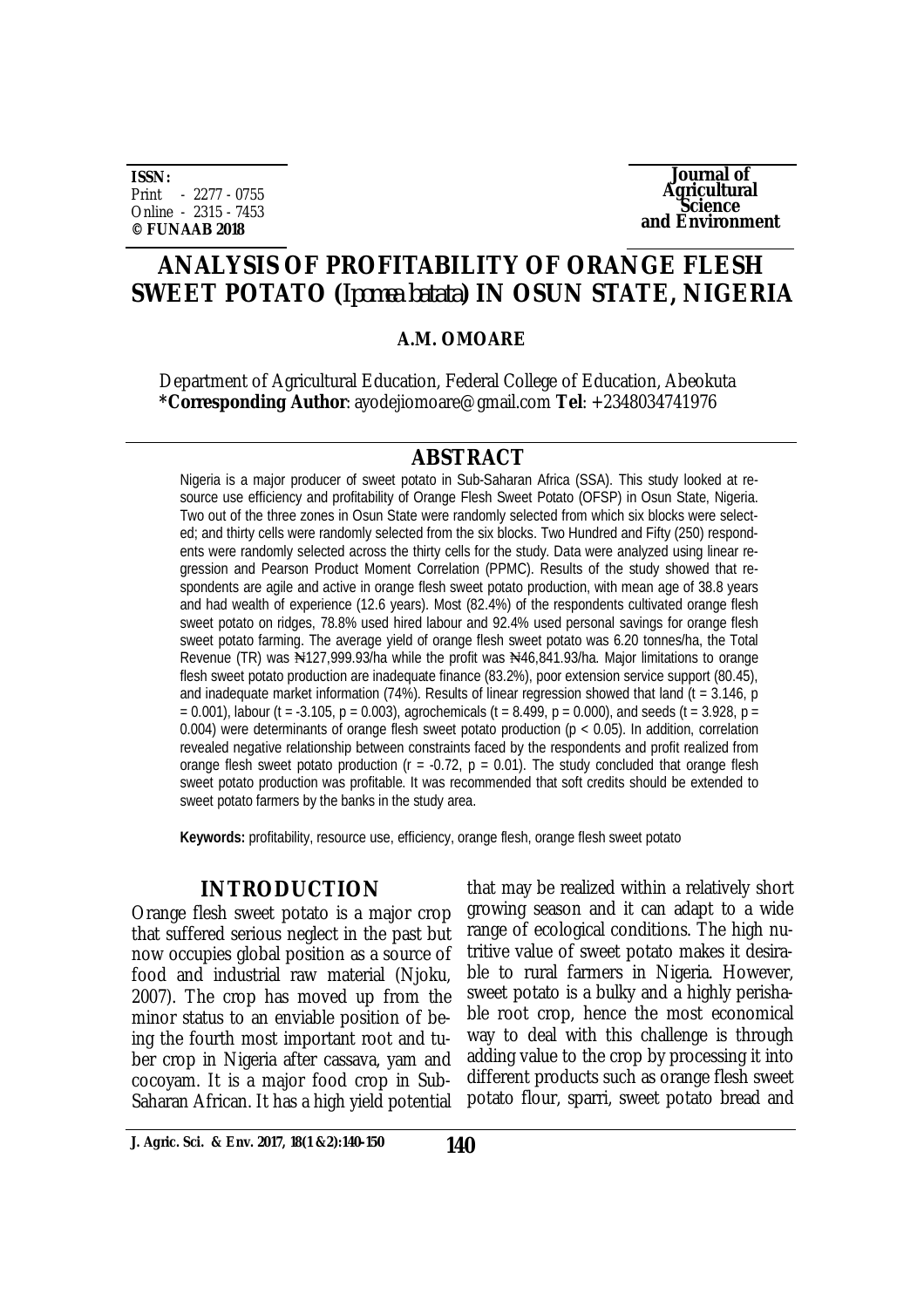**ISSN:**
Print - 2277 - 0755
Online - 2315 - 7453
**© FUNAAB 2018**

**Journal of Agricultural Science and Environment**

# ANALYSIS OF PROFITABILITY OF ORANGE FLESH SWEET POTATO (*Ipomea batata*) IN OSUN STATE, NIGERIA

**A.M. OMOARE**

Department of Agricultural Education, Federal College of Education, Abeokuta
***Corresponding Author**: ayodejiomoare@gmail.com **Tel**: +2348034741976

## ABSTRACT

Nigeria is a major producer of sweet potato in Sub-Saharan Africa (SSA). This study looked at resource use efficiency and profitability of Orange Flesh Sweet Potato (OFSP) in Osun State, Nigeria. Two out of the three zones in Osun State were randomly selected from which six blocks were selected; and thirty cells were randomly selected from the six blocks. Two Hundred and Fifty (250) respondents were randomly selected across the thirty cells for the study. Data were analyzed using linear regression and Pearson Product Moment Correlation (PPMC). Results of the study showed that respondents are agile and active in orange flesh sweet potato production, with mean age of 38.8 years and had wealth of experience (12.6 years). Most (82.4%) of the respondents cultivated orange flesh sweet potato on ridges, 78.8% used hired labour and 92.4% used personal savings for orange flesh sweet potato farming. The average yield of orange flesh sweet potato was 6.20 tonnes/ha, the Total Revenue (TR) was ₦127,999.93/ha while the profit was ₦46,841.93/ha. Major limitations to orange flesh sweet potato production are inadequate finance (83.2%), poor extension service support (80.45), and inadequate market information (74%). Results of linear regression showed that land ($t = 3.146$, $p = 0.001$), labour ($t = -3.105$, $p = 0.003$), agrochemicals ($t = 8.499$, $p = 0.000$), and seeds ($t = 3.928$, $p = 0.004$) were determinants of orange flesh sweet potato production ($p < 0.05$). In addition, correlation revealed negative relationship between constraints faced by the respondents and profit realized from orange flesh sweet potato production ($r = -0.72$, $p = 0.01$). The study concluded that orange flesh sweet potato production was profitable. It was recommended that soft credits should be extended to sweet potato farmers by the banks in the study area.

**Keywords:** profitability, resource use, efficiency, orange flesh, orange flesh sweet potato

## INTRODUCTION

Orange flesh sweet potato is a major crop that suffered serious neglect in the past but now occupies global position as a source of food and industrial raw material (Njoku, 2007). The crop has moved up from the minor status to an enviable position of being the fourth most important root and tuber crop in Nigeria after cassava, yam and cocoyam. It is a major food crop in Sub-Saharan African. It has a high yield potential that may be realized within a relatively short growing season and it can adapt to a wide range of ecological conditions. The high nutritive value of sweet potato makes it desirable to rural farmers in Nigeria. However, sweet potato is a bulky and a highly perishable root crop, hence the most economical way to deal with this challenge is through adding value to the crop by processing it into different products such as orange flesh sweet potato flour, sparri, sweet potato bread and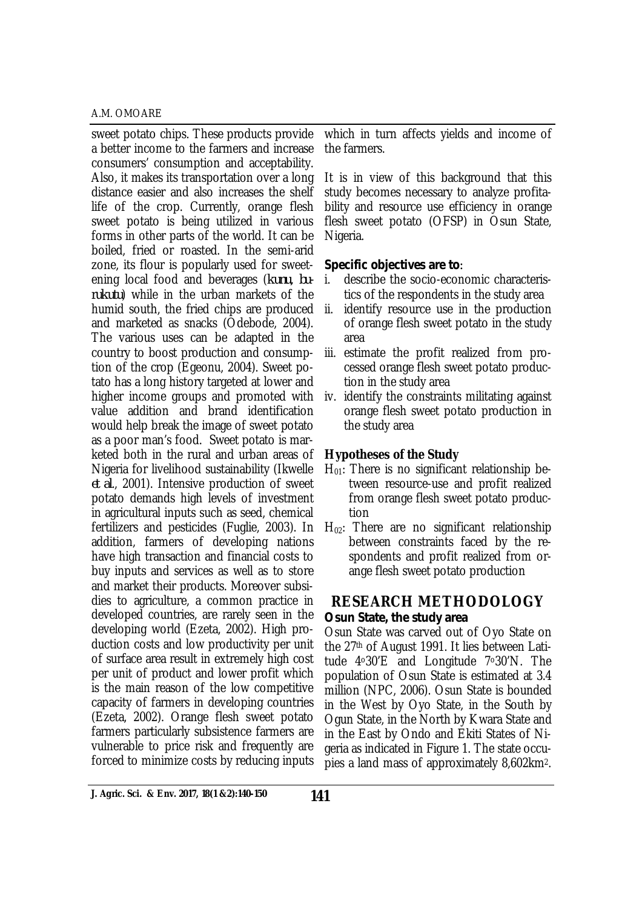sweet potato chips. These products provide a better income to the farmers and increase consumers' consumption and acceptability. Also, it makes its transportation over a long distance easier and also increases the shelf life of the crop. Currently, orange flesh sweet potato is being utilized in various forms in other parts of the world. It can be boiled, fried or roasted. In the semi-arid zone, its flour is popularly used for sweetening local food and beverages (*kunu, burukutu*) while in the urban markets of the humid south, the fried chips are produced and marketed as snacks (Odebode, 2004). The various uses can be adapted in the country to boost production and consumption of the crop (Egeonu, 2004). Sweet potato has a long history targeted at lower and higher income groups and promoted with value addition and brand identification would help break the image of sweet potato as a poor man's food. Sweet potato is marketed both in the rural and urban areas of Nigeria for livelihood sustainability (Ikwelle *et al.*, 2001). Intensive production of sweet potato demands high levels of investment in agricultural inputs such as seed, chemical fertilizers and pesticides (Fuglie, 2003). In addition, farmers of developing nations have high transaction and financial costs to buy inputs and services as well as to store and market their products. Moreover subsidies to agriculture, a common practice in developed countries, are rarely seen in the developing world (Ezeta, 2002). High production costs and low productivity per unit of surface area result in extremely high cost per unit of product and lower profit which is the main reason of the low competitive capacity of farmers in developing countries (Ezeta, 2002). Orange flesh sweet potato farmers particularly subsistence farmers are vulnerable to price risk and frequently are forced to minimize costs by reducing inputs which in turn affects yields and income of the farmers.

It is in view of this background that this study becomes necessary to analyze profitability and resource use efficiency in orange flesh sweet potato (OFSP) in Osun State, Nigeria.

**Specific objectives are to:**

i. describe the socio-economic characteristics of the respondents in the study area
ii. identify resource use in the production of orange flesh sweet potato in the study area
iii. estimate the profit realized from processed orange flesh sweet potato production in the study area
iv. identify the constraints militating against orange flesh sweet potato production in the study area

**Hypotheses of the Study**

$H_{01}$: There is no significant relationship between resource-use and profit realized from orange flesh sweet potato production

$H_{02}$: There are no significant relationship between constraints faced by the respondents and profit realized from orange flesh sweet potato production

## RESEARCH METHODOLOGY

**Osun State, the study area**

Osun State was carved out of Oyo State on the 27th of August 1991. It lies between Latitude 4°30'E and Longitude 7°30'N. The population of Osun State is estimated at 3.4 million (NPC, 2006). Osun State is bounded in the West by Oyo State, in the South by Ogun State, in the North by Kwara State and in the East by Ondo and Ekiti States of Nigeria as indicated in Figure 1. The state occupies a land mass of approximately 8,602km$^2$.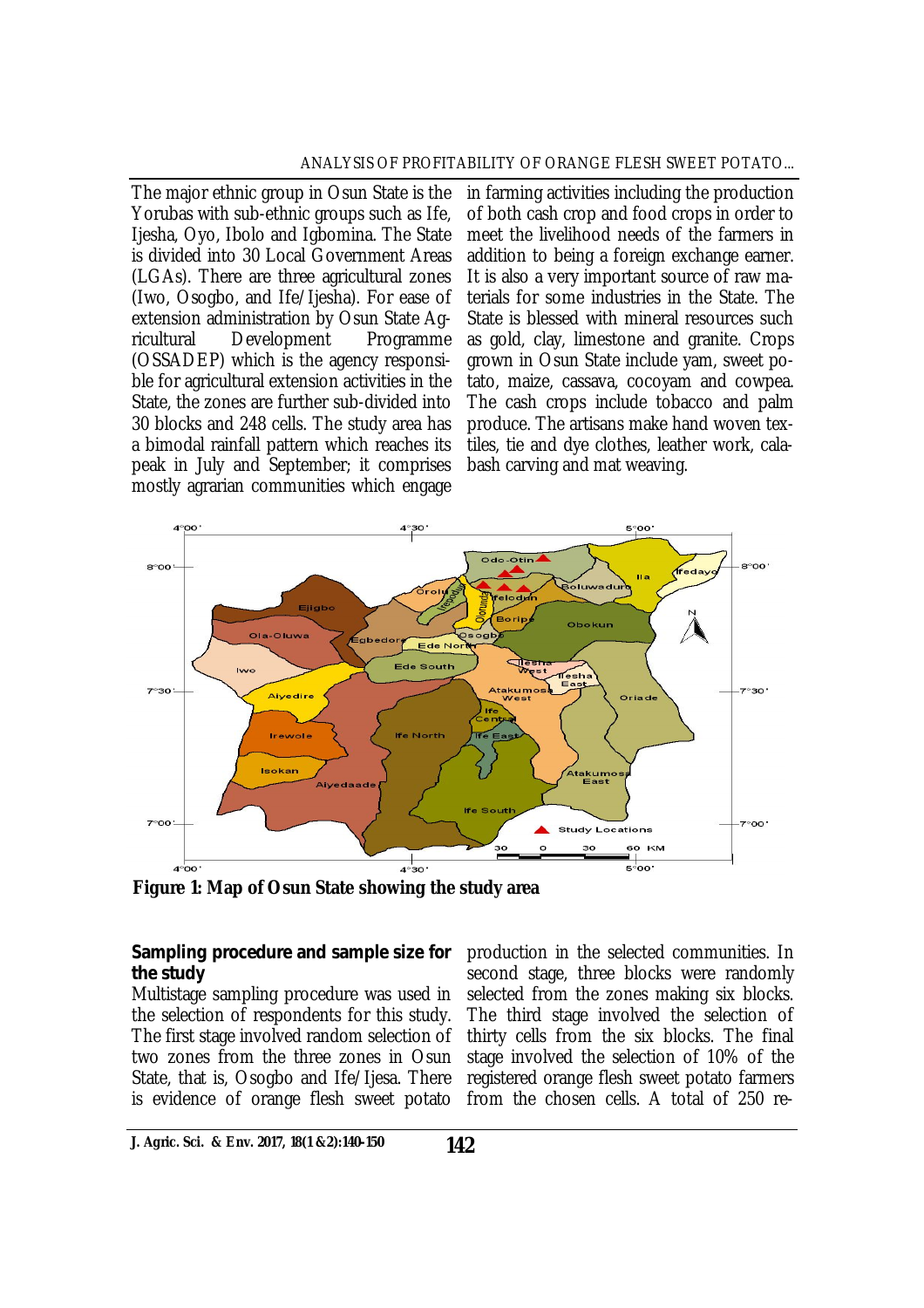The major ethnic group in Osun State is the Yorubas with sub-ethnic groups such as Ife, Ijesha, Oyo, Ibolo and Igbomina. The State is divided into 30 Local Government Areas (LGAs). There are three agricultural zones (Iwo, Osogbo, and Ife/Ijesha). For ease of extension administration by Osun State Agricultural Development Programme (OSSADEP) which is the agency responsible for agricultural extension activities in the State, the zones are further sub-divided into 30 blocks and 248 cells. The study area has a bimodal rainfall pattern which reaches its peak in July and September; it comprises mostly agrarian communities which engage in farming activities including the production of both cash crop and food crops in order to meet the livelihood needs of the farmers in addition to being a foreign exchange earner. It is also a very important source of raw materials for some industries in the State. The State is blessed with mineral resources such as gold, clay, limestone and granite. Crops grown in Osun State include yam, sweet potato, maize, cassava, cocoyam and cowpea. The cash crops include tobacco and palm produce. The artisans make hand woven textiles, tie and dye clothes, leather work, calabash carving and mat weaving.

**Figure 1: Map of Osun State showing the study area**

### Sampling procedure and sample size for the study

Multistage sampling procedure was used in the selection of respondents for this study. The first stage involved random selection of two zones from the three zones in Osun State, that is, Osogbo and Ife/Ijesa. There is evidence of orange flesh sweet potato production in the selected communities. In second stage, three blocks were randomly selected from the zones making six blocks. The third stage involved the selection of thirty cells from the six blocks. The final stage involved the selection of 10% of the registered orange flesh sweet potato farmers from the chosen cells. A total of 250 re-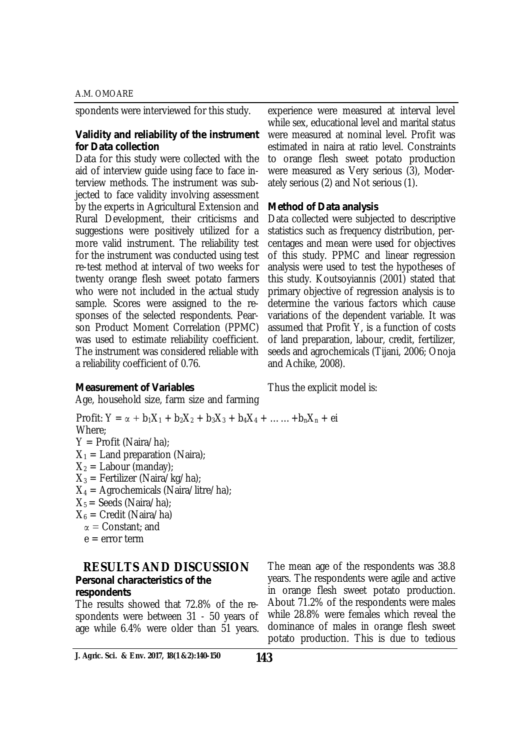spondents were interviewed for this study.

**Validity and reliability of the instrument for Data collection**

Data for this study were collected with the aid of interview guide using face to face interview methods. The instrument was subjected to face validity involving assessment by the experts in Agricultural Extension and Rural Development, their criticisms and suggestions were positively utilized for a more valid instrument. The reliability test for the instrument was conducted using test re-test method at interval of two weeks for twenty orange flesh sweet potato farmers who were not included in the actual study sample. Scores were assigned to the responses of the selected respondents. Pearson Product Moment Correlation (PPMC) was used to estimate reliability coefficient. The instrument was considered reliable with a reliability coefficient of 0.76.

**Measurement of Variables**

Age, household size, farm size and farming experience were measured at interval level while sex, educational level and marital status were measured at nominal level. Profit was estimated in naira at ratio level. Constraints to orange flesh sweet potato production were measured as Very serious (3), Moderately serious (2) and Not serious (1).

**Method of Data analysis**

Data collected were subjected to descriptive statistics such as frequency distribution, percentages and mean were used for objectives of this study. PPMC and linear regression analysis were used to test the hypotheses of this study. Koutsoyiannis (2001) stated that primary objective of regression analysis is to determine the various factors which cause variations of the dependent variable. It was assumed that Profit Y, is a function of costs of land preparation, labour, credit, fertilizer, seeds and agrochemicals (Tijani, 2006; Onoja and Achike, 2008).

Thus the explicit model is:

$$\text{Profit: } Y = \alpha + b_1X_1 + b_2X_2 + b_3X_3 + b_4X_4 + \ldots\ldots + b_nX_n + ei$$

Where;

$Y$ = Profit (Naira/ha);

$X_1$ = Land preparation (Naira);

$X_2$ = Labour (manday);

$X_3$ = Fertilizer (Naira/kg/ha);

$X_4$ = Agrochemicals (Naira/litre/ha);

$X_5$ = Seeds (Naira/ha);

$X_6$ = Credit (Naira/ha)

$\alpha$ = Constant; and

e = error term

## RESULTS AND DISCUSSION

**Personal characteristics of the respondents**

The results showed that 72.8% of the respondents were between 31 - 50 years of age while 6.4% were older than 51 years. The mean age of the respondents was 38.8 years. The respondents were agile and active in orange flesh sweet potato production. About 71.2% of the respondents were males while 28.8% were females which reveal the dominance of males in orange flesh sweet potato production. This is due to tedious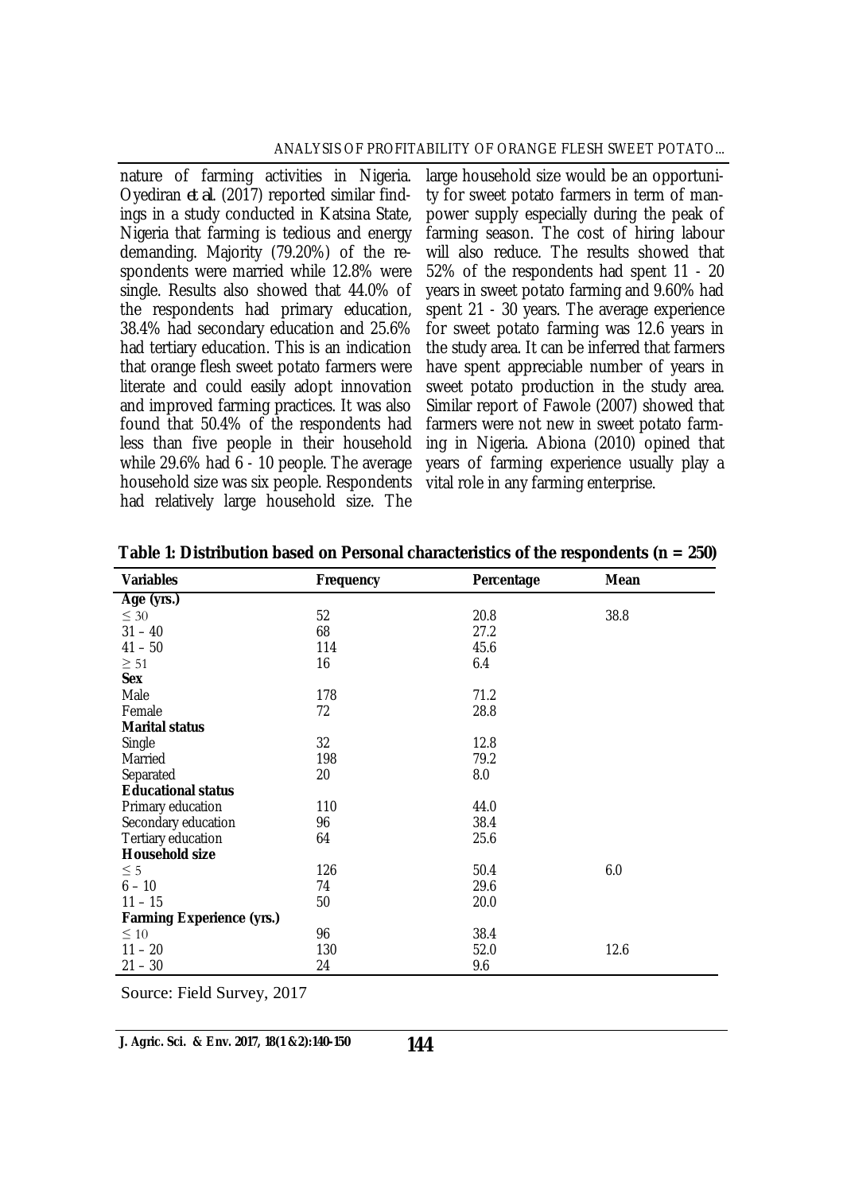nature of farming activities in Nigeria. Oyediran *et al.* (2017) reported similar findings in a study conducted in Katsina State, Nigeria that farming is tedious and energy demanding. Majority (79.20%) of the respondents were married while 12.8% were single. Results also showed that 44.0% of the respondents had primary education, 38.4% had secondary education and 25.6% had tertiary education. This is an indication that orange flesh sweet potato farmers were literate and could easily adopt innovation and improved farming practices. It was also found that 50.4% of the respondents had less than five people in their household while 29.6% had 6 - 10 people. The average household size was six people. Respondents had relatively large household size. The large household size would be an opportunity for sweet potato farmers in term of manpower supply especially during the peak of farming season. The cost of hiring labour will also reduce. The results showed that 52% of the respondents had spent 11 - 20 years in sweet potato farming and 9.60% had spent 21 - 30 years. The average experience for sweet potato farming was 12.6 years in the study area. It can be inferred that farmers have spent appreciable number of years in sweet potato production in the study area. Similar report of Fawole (2007) showed that farmers were not new in sweet potato farming in Nigeria. Abiona (2010) opined that years of farming experience usually play a vital role in any farming enterprise.

**Table 1: Distribution based on Personal characteristics of the respondents (n = 250)**

| Variables | Frequency | Percentage | Mean |
|---|---|---|---|
| **Age (yrs.)** | | | |
| ≤ 30 | 52 | 20.8 | 38.8 |
| 31 – 40 | 68 | 27.2 | |
| 41 – 50 | 114 | 45.6 | |
| ≥ 51 | 16 | 6.4 | |
| **Sex** | | | |
| Male | 178 | 71.2 | |
| Female | 72 | 28.8 | |
| **Marital status** | | | |
| Single | 32 | 12.8 | |
| Married | 198 | 79.2 | |
| Separated | 20 | 8.0 | |
| **Educational status** | | | |
| Primary education | 110 | 44.0 | |
| Secondary education | 96 | 38.4 | |
| Tertiary education | 64 | 25.6 | |
| **Household size** | | | |
| ≤ 5 | 126 | 50.4 | 6.0 |
| 6 – 10 | 74 | 29.6 | |
| 11 – 15 | 50 | 20.0 | |
| **Farming Experience (yrs.)** | | | |
| ≤ 10 | 96 | 38.4 | |
| 11 – 20 | 130 | 52.0 | 12.6 |
| 21 – 30 | 24 | 9.6 | |

Source: Field Survey, 2017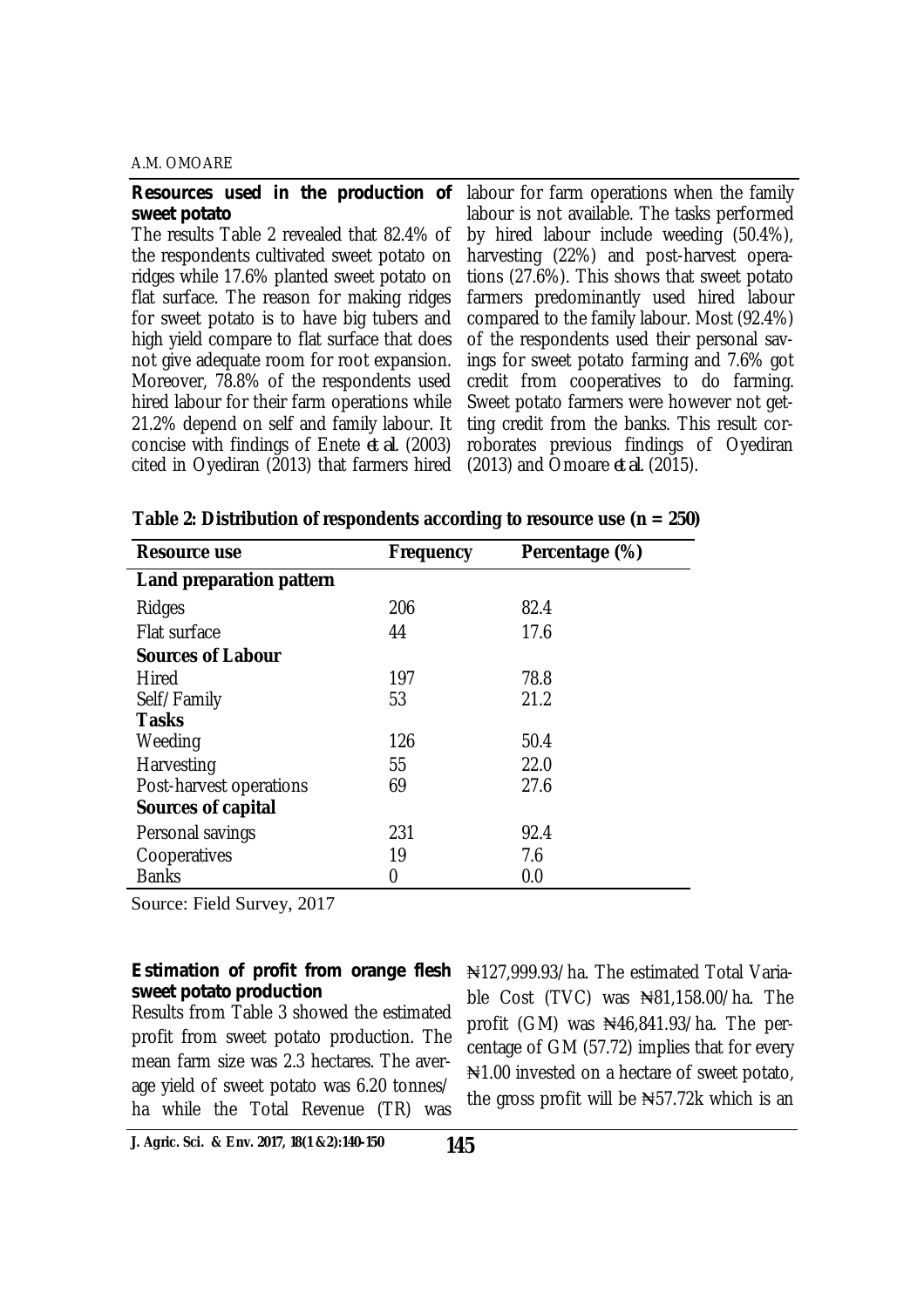**Resources used in the production of sweet potato**

The results Table 2 revealed that 82.4% of the respondents cultivated sweet potato on ridges while 17.6% planted sweet potato on flat surface. The reason for making ridges for sweet potato is to have big tubers and high yield compare to flat surface that does not give adequate room for root expansion. Moreover, 78.8% of the respondents used hired labour for their farm operations while 21.2% depend on self and family labour. It concise with findings of Enete *et al.* (2003) cited in Oyediran (2013) that farmers hired labour for farm operations when the family labour is not available. The tasks performed by hired labour include weeding (50.4%), harvesting (22%) and post-harvest operations (27.6%). This shows that sweet potato farmers predominantly used hired labour compared to the family labour. Most (92.4%) of the respondents used their personal savings for sweet potato farming and 7.6% got credit from cooperatives to do farming. Sweet potato farmers were however not getting credit from the banks. This result corroborates previous findings of Oyediran (2013) and Omoare *et al.* (2015).

**Table 2: Distribution of respondents according to resource use (n = 250)**

| Resource use | Frequency | Percentage (%) |
|---|---|---|
| **Land preparation pattern** | | |
| Ridges | 206 | 82.4 |
| Flat surface | 44 | 17.6 |
| **Sources of Labour** | | |
| Hired | 197 | 78.8 |
| Self/Family | 53 | 21.2 |
| **Tasks** | | |
| Weeding | 126 | 50.4 |
| Harvesting | 55 | 22.0 |
| Post-harvest operations | 69 | 27.6 |
| **Sources of capital** | | |
| Personal savings | 231 | 92.4 |
| Cooperatives | 19 | 7.6 |
| Banks | 0 | 0.0 |

Source: Field Survey, 2017

**Estimation of profit from orange flesh sweet potato production**

Results from Table 3 showed the estimated profit from sweet potato production. The mean farm size was 2.3 hectares. The average yield of sweet potato was 6.20 tonnes/ha while the Total Revenue (TR) was ₦127,999.93/ha. The estimated Total Variable Cost (TVC) was ₦81,158.00/ha. The profit (GM) was ₦46,841.93/ha. The percentage of GM (57.72) implies that for every ₦1.00 invested on a hectare of sweet potato, the gross profit will be ₦57.72k which is an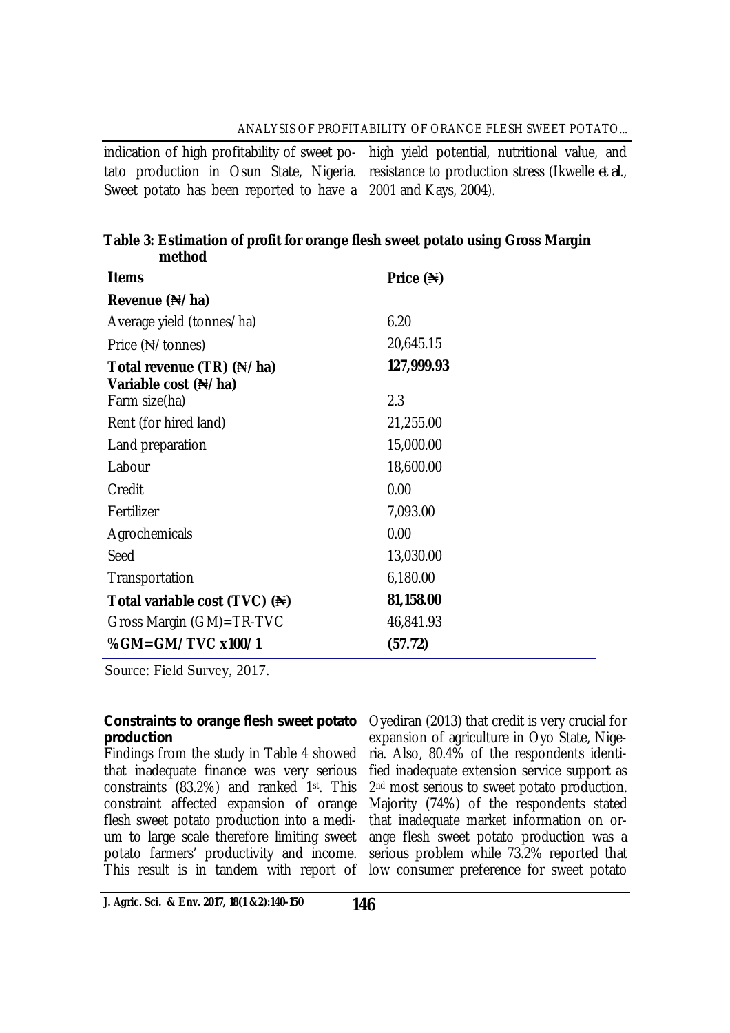indication of high profitability of sweet potato production in Osun State, Nigeria. Sweet potato has been reported to have a high yield potential, nutritional value, and resistance to production stress (Ikwelle *et al.*, 2001 and Kays, 2004).

**Table 3: Estimation of profit for orange flesh sweet potato using Gross Margin method**

| Items | Price (₦) |
|---|---|
| **Revenue (₦/ha)** | |
| Average yield (tonnes/ha) | 6.20 |
| Price (₦/tonnes) | 20,645.15 |
| **Total revenue (TR) (₦/ha)** | **127,999.93** |
| **Variable cost (₦/ha)** | |
| Farm size(ha) | 2.3 |
| Rent (for hired land) | 21,255.00 |
| Land preparation | 15,000.00 |
| Labour | 18,600.00 |
| Credit | 0.00 |
| Fertilizer | 7,093.00 |
| Agrochemicals | 0.00 |
| Seed | 13,030.00 |
| Transportation | 6,180.00 |
| **Total variable cost (TVC) (₦)** | **81,158.00** |
| Gross Margin (GM)=TR-TVC | 46,841.93 |
| **%GM=GM/TVC x100/1** | **(57.72)** |

Source: Field Survey, 2017.

**Constraints to orange flesh sweet potato production**

Findings from the study in Table 4 showed that inadequate finance was very serious constraints (83.2%) and ranked 1st. This constraint affected expansion of orange flesh sweet potato production into a medium to large scale therefore limiting sweet potato farmers' productivity and income. This result is in tandem with report of Oyediran (2013) that credit is very crucial for expansion of agriculture in Oyo State, Nigeria. Also, 80.4% of the respondents identified inadequate extension service support as 2nd most serious to sweet potato production. Majority (74%) of the respondents stated that inadequate market information on orange flesh sweet potato production was a serious problem while 73.2% reported that low consumer preference for sweet potato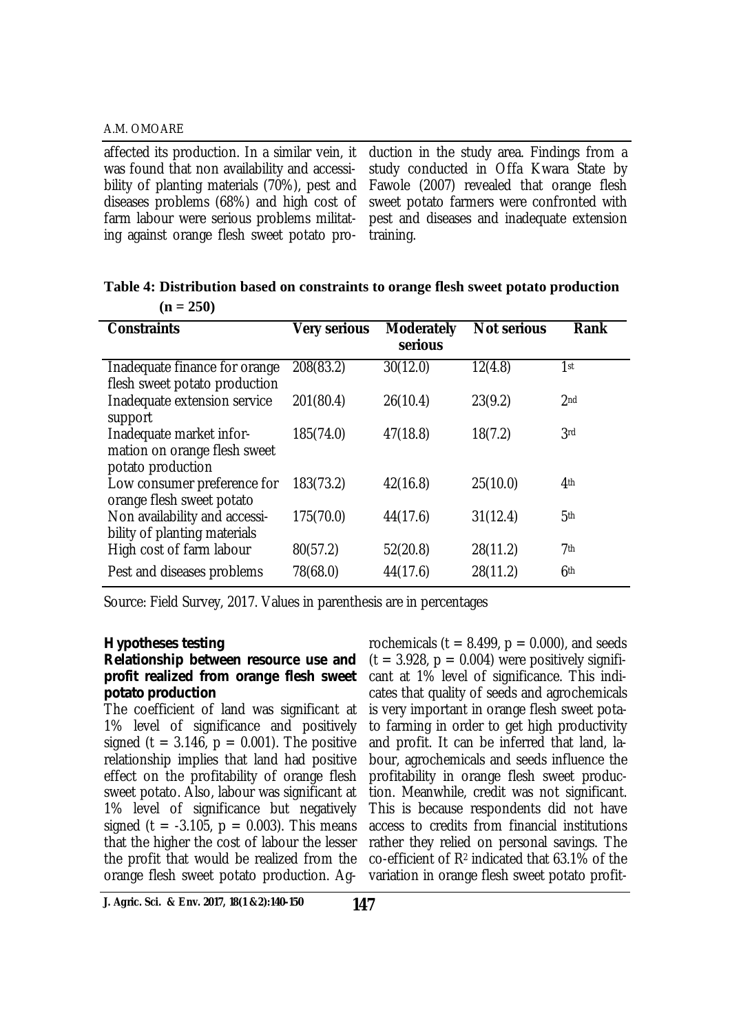affected its production. In a similar vein, it was found that non availability and accessibility of planting materials (70%), pest and diseases problems (68%) and high cost of farm labour were serious problems militating against orange flesh sweet potato production in the study area. Findings from a study conducted in Offa Kwara State by Fawole (2007) revealed that orange flesh sweet potato farmers were confronted with pest and diseases and inadequate extension training.

**Table 4: Distribution based on constraints to orange flesh sweet potato production (n = 250)**

| Constraints | Very serious | Moderately serious | Not serious | Rank |
|---|---|---|---|---|
| Inadequate finance for orange flesh sweet potato production | 208(83.2) | 30(12.0) | 12(4.8) | 1st |
| Inadequate extension service support | 201(80.4) | 26(10.4) | 23(9.2) | 2nd |
| Inadequate market information on orange flesh sweet potato production | 185(74.0) | 47(18.8) | 18(7.2) | 3rd |
| Low consumer preference for orange flesh sweet potato | 183(73.2) | 42(16.8) | 25(10.0) | 4th |
| Non availability and accessibility of planting materials | 175(70.0) | 44(17.6) | 31(12.4) | 5th |
| High cost of farm labour | 80(57.2) | 52(20.8) | 28(11.2) | 7th |
| Pest and diseases problems | 78(68.0) | 44(17.6) | 28(11.2) | 6th |

Source: Field Survey, 2017. Values in parenthesis are in percentages

### Hypotheses testing

#### Relationship between resource use and profit realized from orange flesh sweet potato production

The coefficient of land was significant at 1% level of significance and positively signed ($t = 3.146$, $p = 0.001$). The positive relationship implies that land had positive effect on the profitability of orange flesh sweet potato. Also, labour was significant at 1% level of significance but negatively signed ($t = -3.105$, $p = 0.003$). This means that the higher the cost of labour the lesser the profit that would be realized from the orange flesh sweet potato production. Agrochemicals ($t = 8.499$, $p = 0.000$), and seeds ($t = 3.928$, $p = 0.004$) were positively significant at 1% level of significance. This indicates that quality of seeds and agrochemicals is very important in orange flesh sweet potato farming in order to get high productivity and profit. It can be inferred that land, labour, agrochemicals and seeds influence the profitability in orange flesh sweet production. Meanwhile, credit was not significant. This is because respondents did not have access to credits from financial institutions rather they relied on personal savings. The co-efficient of $R^2$ indicated that 63.1% of the variation in orange flesh sweet potato profit-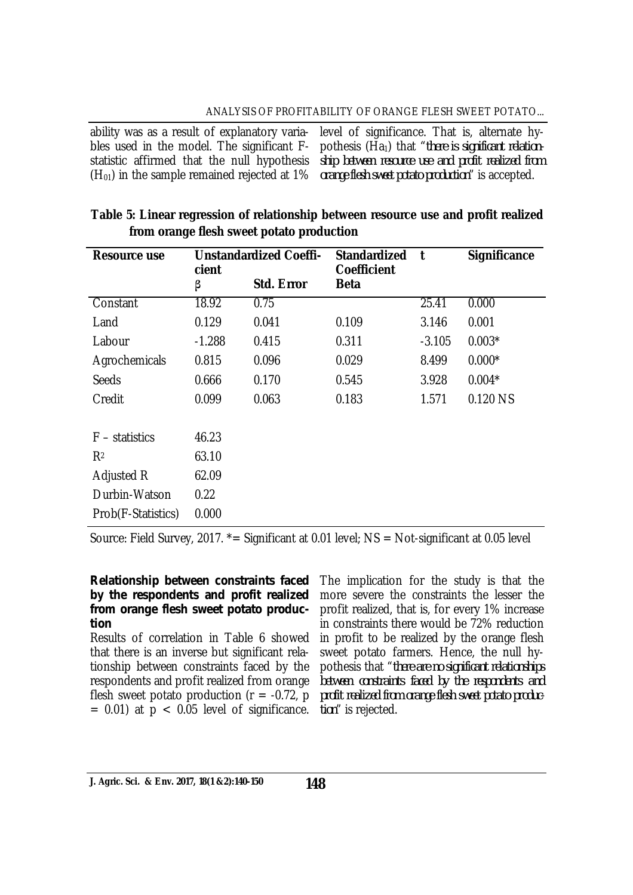ability was as a result of explanatory variables used in the model. The significant F-statistic affirmed that the null hypothesis ($H_{01}$) in the sample remained rejected at 1% level of significance. That is, alternate hypothesis ($Ha_1$) that "*there is significant relationship between resource use and profit realized from orange flesh sweet potato production*" is accepted.

**Table 5: Linear regression of relationship between resource use and profit realized from orange flesh sweet potato production**

| Resource use | Unstandardized Coefficient | | Standardized Coefficient | t | Significance |
|---|---|---|---|---|---|
| | β | Std. Error | Beta | | |
| Constant | 18.92 | 0.75 | | 25.41 | 0.000 |
| Land | 0.129 | 0.041 | 0.109 | 3.146 | 0.001 |
| Labour | -1.288 | 0.415 | 0.311 | -3.105 | 0.003* |
| Agrochemicals | 0.815 | 0.096 | 0.029 | 8.499 | 0.000* |
| Seeds | 0.666 | 0.170 | 0.545 | 3.928 | 0.004* |
| Credit | 0.099 | 0.063 | 0.183 | 1.571 | 0.120 NS |
| F – statistics | 46.23 | | | | |
| $R^2$ | 63.10 | | | | |
| Adjusted R | 62.09 | | | | |
| Durbin-Watson | 0.22 | | | | |
| Prob(F-Statistics) | 0.000 | | | | |

Source: Field Survey, 2017. *= Significant at 0.01 level; NS = Not-significant at 0.05 level

**Relationship between constraints faced by the respondents and profit realized from orange flesh sweet potato production**

Results of correlation in Table 6 showed that there is an inverse but significant relationship between constraints faced by the respondents and profit realized from orange flesh sweet potato production ($r = -0.72$, $p = 0.01$) at $p < 0.05$ level of significance. The implication for the study is that the more severe the constraints the lesser the profit realized, that is, for every 1% increase in constraints there would be 72% reduction in profit to be realized by the orange flesh sweet potato farmers. Hence, the null hypothesis that "*there are no significant relationships between constraints faced by the respondents and profit realized from orange flesh sweet potato production*" is rejected.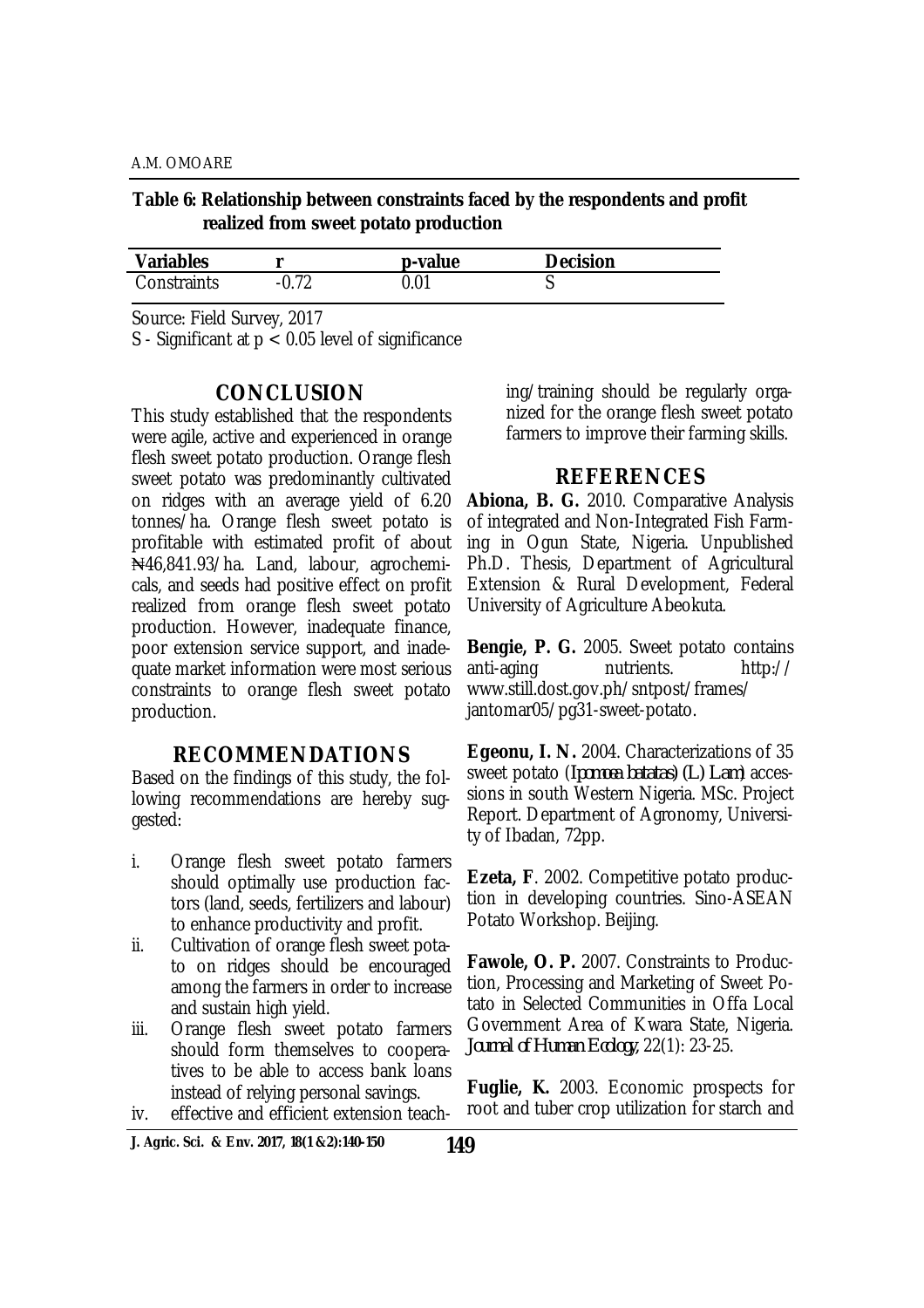**Table 6: Relationship between constraints faced by the respondents and profit realized from sweet potato production**

| Variables | r | p-value | Decision |
|---|---|---|---|
| Constraints | -0.72 | 0.01 | S |

Source: Field Survey, 2017

S - Significant at $p < 0.05$ level of significance

## CONCLUSION

This study established that the respondents were agile, active and experienced in orange flesh sweet potato production. Orange flesh sweet potato was predominantly cultivated on ridges with an average yield of 6.20 tonnes/ha. Orange flesh sweet potato is profitable with estimated profit of about ₦46,841.93/ha. Land, labour, agrochemicals, and seeds had positive effect on profit realized from orange flesh sweet potato production. However, inadequate finance, poor extension service support, and inadequate market information were most serious constraints to orange flesh sweet potato production.

## RECOMMENDATIONS

Based on the findings of this study, the following recommendations are hereby suggested:

i. Orange flesh sweet potato farmers should optimally use production factors (land, seeds, fertilizers and labour) to enhance productivity and profit.
ii. Cultivation of orange flesh sweet potato on ridges should be encouraged among the farmers in order to increase and sustain high yield.
iii. Orange flesh sweet potato farmers should form themselves to cooperatives to be able to access bank loans instead of relying personal savings.
iv. effective and efficient extension teaching/training should be regularly organized for the orange flesh sweet potato farmers to improve their farming skills.

## REFERENCES

**Abiona, B. G.** 2010. Comparative Analysis of integrated and Non-Integrated Fish Farming in Ogun State, Nigeria. Unpublished Ph.D. Thesis, Department of Agricultural Extension & Rural Development, Federal University of Agriculture Abeokuta.

**Bengie, P. G.** 2005. Sweet potato contains anti-aging nutrients. http://www.still.dost.gov.ph/sntpost/frames/jantomar05/pg31-sweet-potato.

**Egeonu, I. N.** 2004. Characterizations of 35 sweet potato (*Ipomoea batatas) (L.) Lam*) accessions in south Western Nigeria. MSc. Project Report. Department of Agronomy, University of Ibadan, 72pp.

**Ezeta, F**. 2002. Competitive potato production in developing countries. Sino-ASEAN Potato Workshop. Beijing.

**Fawole, O. P.** 2007. Constraints to Production, Processing and Marketing of Sweet Potato in Selected Communities in Offa Local Government Area of Kwara State, Nigeria. *Journal of Human Ecology*, 22(1): 23-25.

**Fuglie, K.** 2003. Economic prospects for root and tuber crop utilization for starch and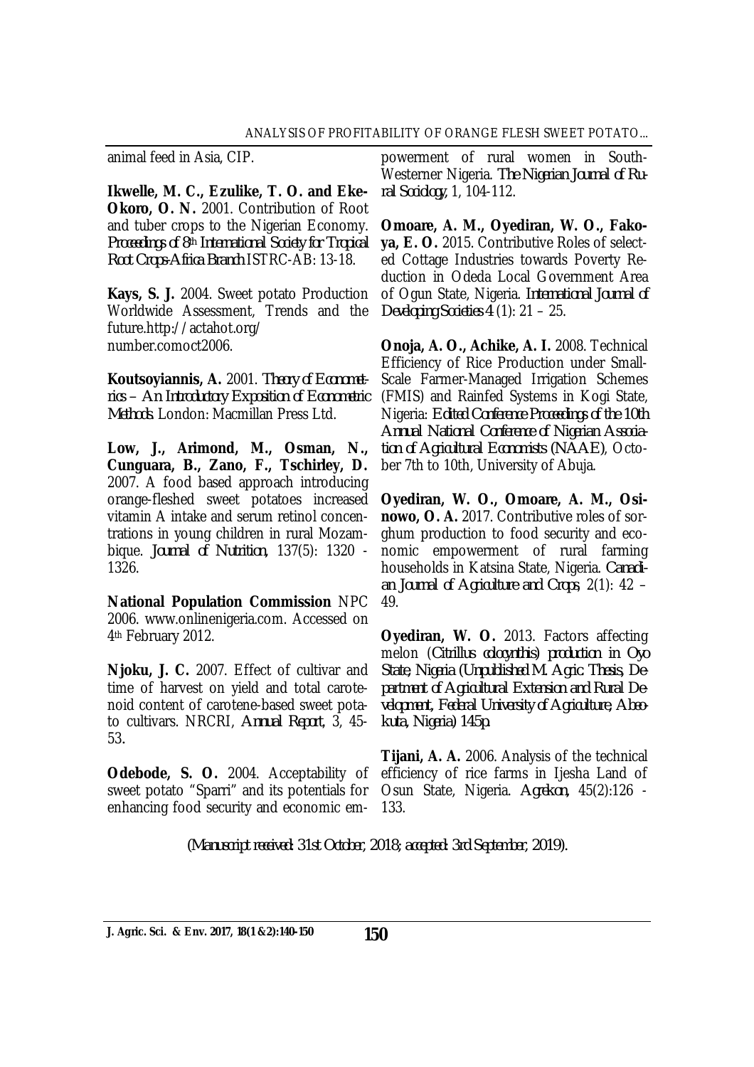animal feed in Asia, CIP.

**Ikwelle, M. C., Ezulike, T. O. and Eke-Okoro, O. N.** 2001. Contribution of Root and tuber crops to the Nigerian Economy. *Proceedings of 8th International Society for Tropical Root Crops-Africa Branch* ISTRC-AB: 13-18.

**Kays, S. J.** 2004. Sweet potato Production Worldwide Assessment, Trends and the future.http://actahot.org/number.comoct2006.

**Koutsoyiannis, A.** 2001. *Theory of Econometrics – An Introductory Exposition of Econometric Methods.* London: Macmillan Press Ltd.

**Low, J., Arimond, M., Osman, N., Cunguara, B., Zano, F., Tschirley, D.** 2007. A food based approach introducing orange-fleshed sweet potatoes increased vitamin A intake and serum retinol concentrations in young children in rural Mozambique. *Journal of Nutrition,* 137(5): 1320 - 1326.

**National Population Commission** NPC 2006. www.onlinenigeria.com. Accessed on 4th February 2012.

**Njoku, J. C.** 2007. Effect of cultivar and time of harvest on yield and total carotenoid content of carotene-based sweet potato cultivars. NRCRI, *Annual Report*, 3, 45-53.

**Odebode, S. O.** 2004. Acceptability of sweet potato "Sparri" and its potentials for enhancing food security and economic empowerment of rural women in South-Westerner Nigeria. *The Nigerian Journal of Rural Sociology*, 1, 104-112.

**Omoare, A. M., Oyediran, W. O., Fakoya, E. O.** 2015. Contributive Roles of selected Cottage Industries towards Poverty Reduction in Odeda Local Government Area of Ogun State, Nigeria. *International Journal of Developing Societies* 4 (1): 21 – 25.

**Onoja, A. O., Achike, A. I.** 2008. Technical Efficiency of Rice Production under Small-Scale Farmer-Managed Irrigation Schemes (FMIS) and Rainfed Systems in Kogi State, Nigeria: *Edited Conference Proceedings of the 10th Annual National Conference of Nigerian Association of Agricultural Economists (NAAE)*, October 7th to 10th, University of Abuja.

**Oyediran, W. O., Omoare, A. M., Osinowo, O. A.** 2017. Contributive roles of sorghum production to food security and economic empowerment of rural farming households in Katsina State, Nigeria. *Canadian Journal of Agriculture and Crops*, 2(1): 42 – 49.

**Oyediran, W. O.** 2013. Factors affecting melon (*Citrillus colocynthis*) *production in Oyo State, Nigeria (Unpublished M. Agric. Thesis, Department of Agricultural Extension and Rural Development, Federal University of Agriculture, Abeokuta, Nigeria) 145p.*

**Tijani, A. A.** 2006. Analysis of the technical efficiency of rice farms in Ijesha Land of Osun State, Nigeria. *Agrekon,* 45(2):126 - 133.

*(Manuscript received: 31st October, 2018; accepted: 3rd September, 2019).*